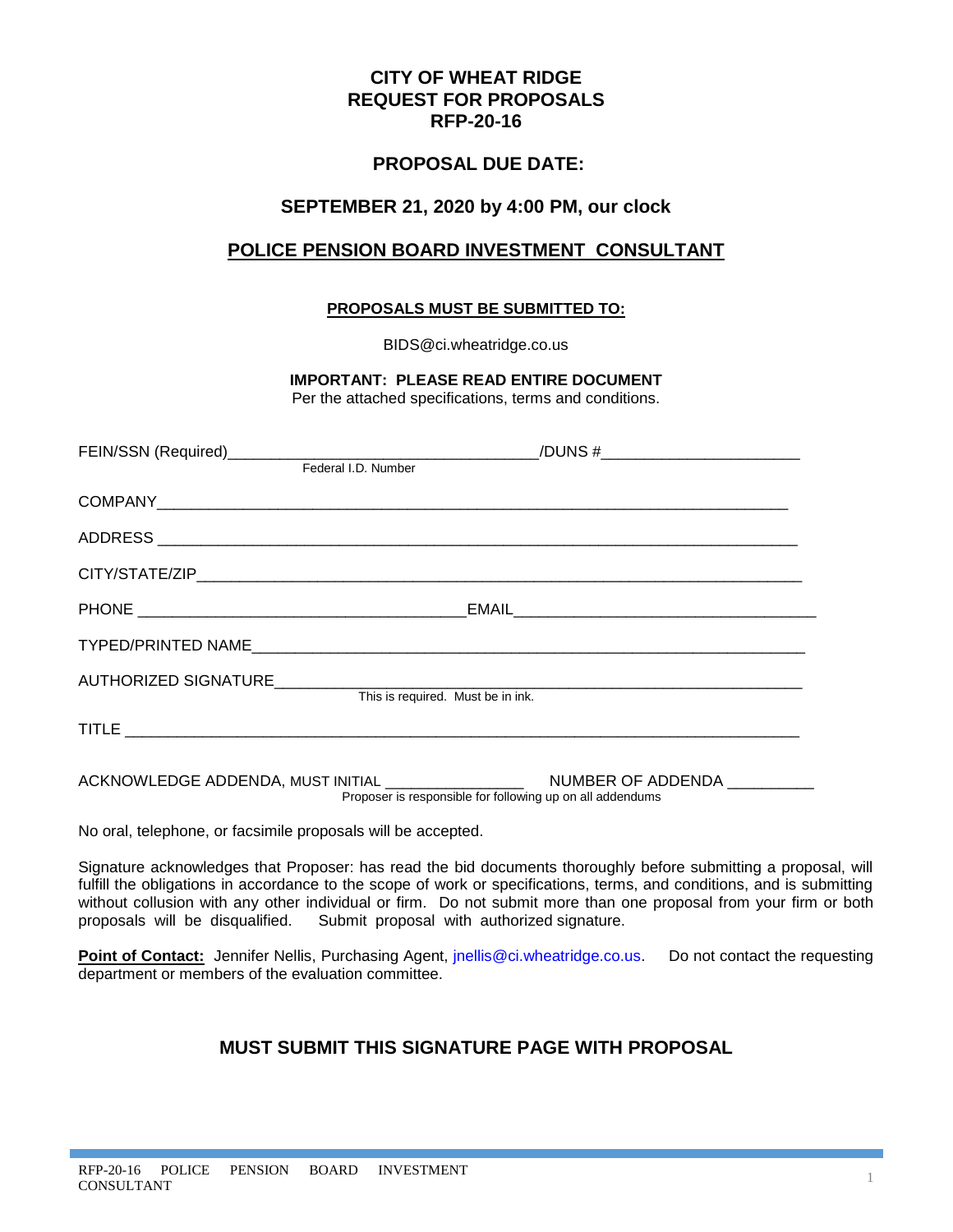# CITY OF WHEAT RIDGE
# REQUEST FOR PROPOSALS
# RFP-20-16

## PROPOSAL DUE DATE:

## SEPTEMBER 21, 2020 by 4:00 PM, our clock

## <u>POLICE PENSION BOARD INVESTMENT CONSULTANT</u>

**<u>PROPOSALS MUST BE SUBMITTED TO:</u>**

BIDS@ci.wheatridge.co.us

**IMPORTANT: PLEASE READ ENTIRE DOCUMENT**
Per the attached specifications, terms and conditions.

FEIN/SSN (Required)____________________________________/DUNS #_______________________
Federal I.D. Number

COMPANY______________________________________________________________________________

ADDRESS ______________________________________________________________________________

CITY/STATE/ZIP_________________________________________________________________________

PHONE _____________________________________EMAIL___________________________________

TYPED/PRINTED NAME_____________________________________________________________

AUTHORIZED SIGNATURE___________________________________________________________
This is required. Must be in ink.

TITLE _________________________________________________________________________________

ACKNOWLEDGE ADDENDA, MUST INITIAL ________________ NUMBER OF ADDENDA __________
Proposer is responsible for following up on all addendums

No oral, telephone, or facsimile proposals will be accepted.

Signature acknowledges that Proposer: has read the bid documents thoroughly before submitting a proposal, will fulfill the obligations in accordance to the scope of work or specifications, terms, and conditions, and is submitting without collusion with any other individual or firm. Do not submit more than one proposal from your firm or both proposals will be disqualified. Submit proposal with authorized signature.

**<u>Point of Contact:</u>** Jennifer Nellis, Purchasing Agent, jnellis@ci.wheatridge.co.us. Do not contact the requesting department or members of the evaluation committee.

## MUST SUBMIT THIS SIGNATURE PAGE WITH PROPOSAL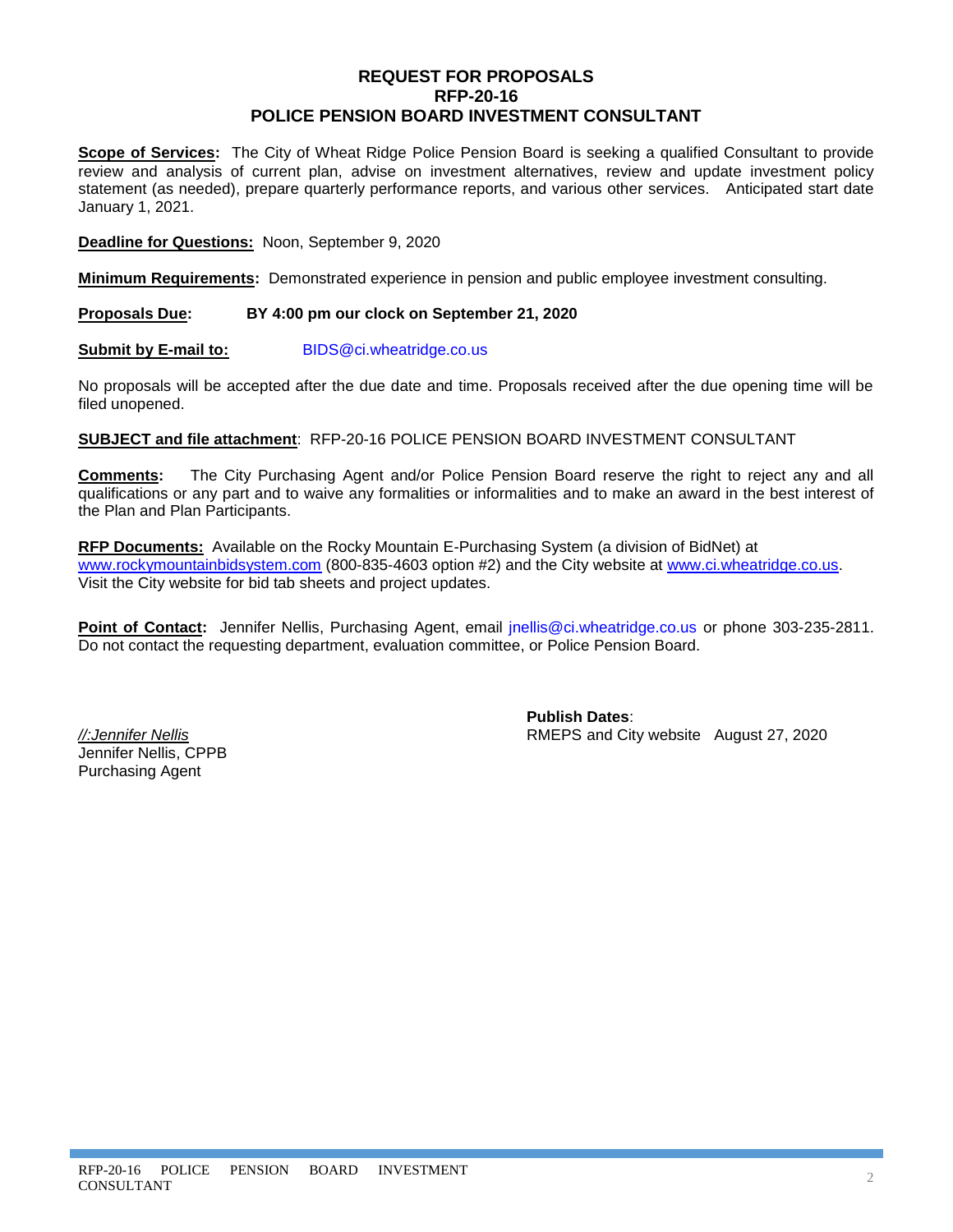# REQUEST FOR PROPOSALS
# RFP-20-16
# POLICE PENSION BOARD INVESTMENT CONSULTANT

**Scope of Services:** The City of Wheat Ridge Police Pension Board is seeking a qualified Consultant to provide review and analysis of current plan, advise on investment alternatives, review and update investment policy statement (as needed), prepare quarterly performance reports, and various other services. Anticipated start date January 1, 2021.

**Deadline for Questions:** Noon, September 9, 2020

**Minimum Requirements:** Demonstrated experience in pension and public employee investment consulting.

**Proposals Due:** **BY 4:00 pm our clock on September 21, 2020**

**Submit by E-mail to:** BIDS@ci.wheatridge.co.us

No proposals will be accepted after the due date and time. Proposals received after the due opening time will be filed unopened.

**SUBJECT and file attachment**: RFP-20-16 POLICE PENSION BOARD INVESTMENT CONSULTANT

**Comments:** The City Purchasing Agent and/or Police Pension Board reserve the right to reject any and all qualifications or any part and to waive any formalities or informalities and to make an award in the best interest of the Plan and Plan Participants.

**RFP Documents:** Available on the Rocky Mountain E-Purchasing System (a division of BidNet) at www.rockymountainbidsystem.com (800-835-4603 option #2) and the City website at www.ci.wheatridge.co.us. Visit the City website for bid tab sheets and project updates.

**Point of Contact:** Jennifer Nellis, Purchasing Agent, email jnellis@ci.wheatridge.co.us or phone 303-235-2811. Do not contact the requesting department, evaluation committee, or Police Pension Board.

*//:Jennifer Nellis*
Jennifer Nellis, CPPB
Purchasing Agent

**Publish Dates**:
RMEPS and City website August 27, 2020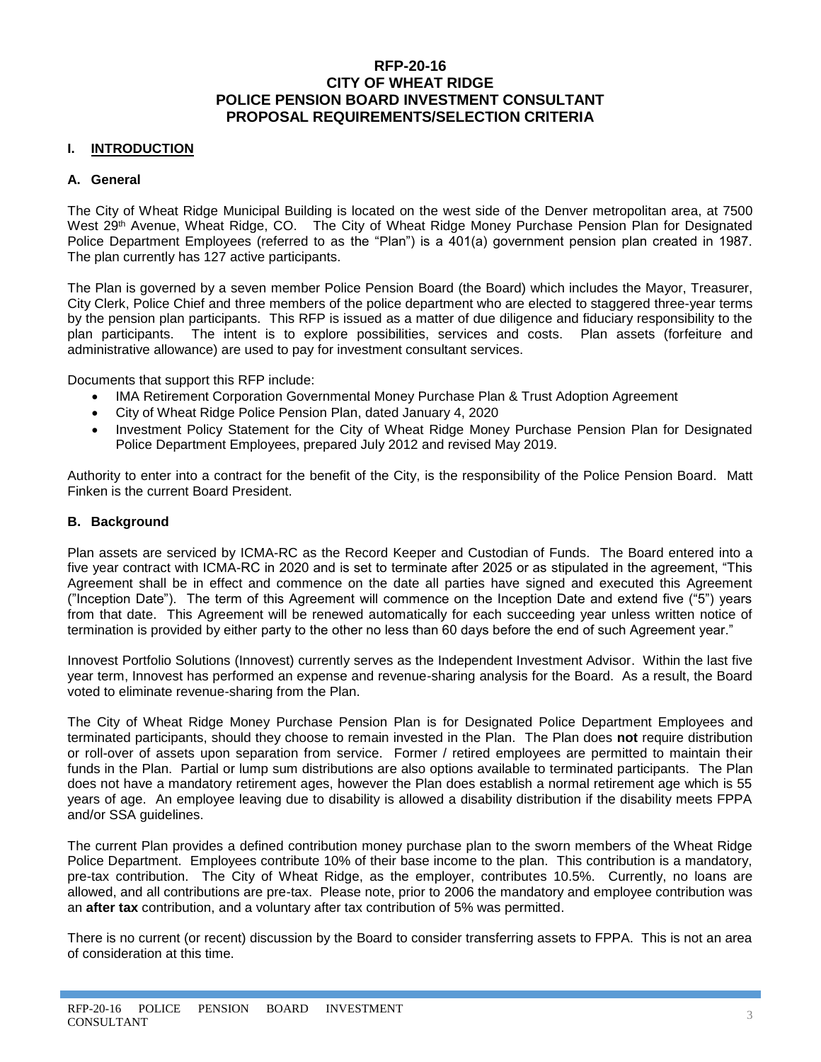# RFP-20-16
# CITY OF WHEAT RIDGE
# POLICE PENSION BOARD INVESTMENT CONSULTANT
# PROPOSAL REQUIREMENTS/SELECTION CRITERIA

## I. INTRODUCTION

### A. General

The City of Wheat Ridge Municipal Building is located on the west side of the Denver metropolitan area, at 7500 West 29th Avenue, Wheat Ridge, CO. The City of Wheat Ridge Money Purchase Pension Plan for Designated Police Department Employees (referred to as the "Plan") is a 401(a) government pension plan created in 1987. The plan currently has 127 active participants.

The Plan is governed by a seven member Police Pension Board (the Board) which includes the Mayor, Treasurer, City Clerk, Police Chief and three members of the police department who are elected to staggered three-year terms by the pension plan participants. This RFP is issued as a matter of due diligence and fiduciary responsibility to the plan participants. The intent is to explore possibilities, services and costs. Plan assets (forfeiture and administrative allowance) are used to pay for investment consultant services.

Documents that support this RFP include:

- IMA Retirement Corporation Governmental Money Purchase Plan & Trust Adoption Agreement
- City of Wheat Ridge Police Pension Plan, dated January 4, 2020
- Investment Policy Statement for the City of Wheat Ridge Money Purchase Pension Plan for Designated Police Department Employees, prepared July 2012 and revised May 2019.

Authority to enter into a contract for the benefit of the City, is the responsibility of the Police Pension Board. Matt Finken is the current Board President.

### B. Background

Plan assets are serviced by ICMA-RC as the Record Keeper and Custodian of Funds. The Board entered into a five year contract with ICMA-RC in 2020 and is set to terminate after 2025 or as stipulated in the agreement, "This Agreement shall be in effect and commence on the date all parties have signed and executed this Agreement ("Inception Date"). The term of this Agreement will commence on the Inception Date and extend five ("5") years from that date. This Agreement will be renewed automatically for each succeeding year unless written notice of termination is provided by either party to the other no less than 60 days before the end of such Agreement year."

Innovest Portfolio Solutions (Innovest) currently serves as the Independent Investment Advisor. Within the last five year term, Innovest has performed an expense and revenue-sharing analysis for the Board. As a result, the Board voted to eliminate revenue-sharing from the Plan.

The City of Wheat Ridge Money Purchase Pension Plan is for Designated Police Department Employees and terminated participants, should they choose to remain invested in the Plan. The Plan does **not** require distribution or roll-over of assets upon separation from service. Former / retired employees are permitted to maintain their funds in the Plan. Partial or lump sum distributions are also options available to terminated participants. The Plan does not have a mandatory retirement ages, however the Plan does establish a normal retirement age which is 55 years of age. An employee leaving due to disability is allowed a disability distribution if the disability meets FPPA and/or SSA guidelines.

The current Plan provides a defined contribution money purchase plan to the sworn members of the Wheat Ridge Police Department. Employees contribute 10% of their base income to the plan. This contribution is a mandatory, pre-tax contribution. The City of Wheat Ridge, as the employer, contributes 10.5%. Currently, no loans are allowed, and all contributions are pre-tax. Please note, prior to 2006 the mandatory and employee contribution was an **after tax** contribution, and a voluntary after tax contribution of 5% was permitted.

There is no current (or recent) discussion by the Board to consider transferring assets to FPPA. This is not an area of consideration at this time.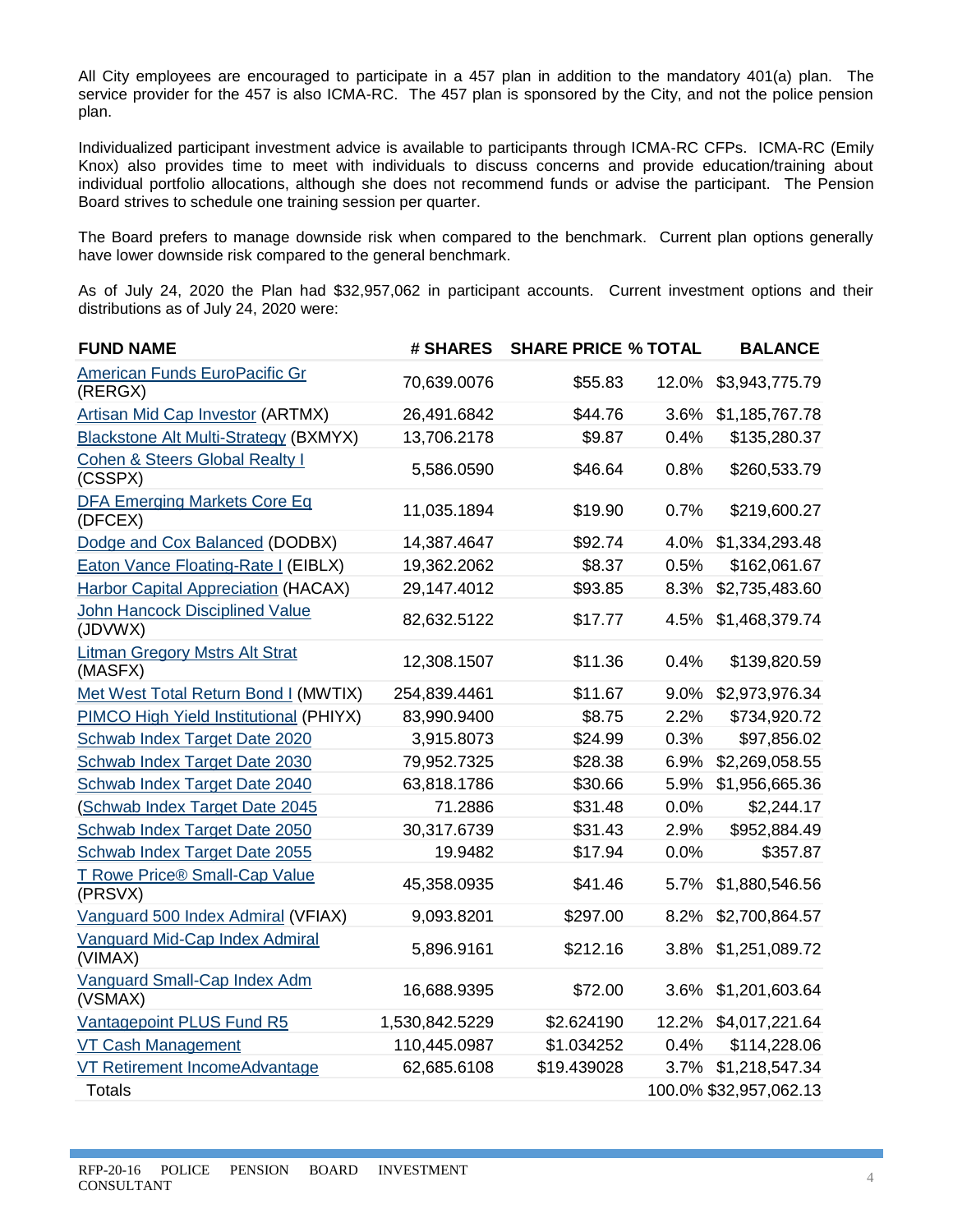All City employees are encouraged to participate in a 457 plan in addition to the mandatory 401(a) plan. The service provider for the 457 is also ICMA-RC. The 457 plan is sponsored by the City, and not the police pension plan.

Individualized participant investment advice is available to participants through ICMA-RC CFPs. ICMA-RC (Emily Knox) also provides time to meet with individuals to discuss concerns and provide education/training about individual portfolio allocations, although she does not recommend funds or advise the participant. The Pension Board strives to schedule one training session per quarter.

The Board prefers to manage downside risk when compared to the benchmark. Current plan options generally have lower downside risk compared to the general benchmark.

As of July 24, 2020 the Plan had $32,957,062 in participant accounts. Current investment options and their distributions as of July 24, 2020 were:

| FUND NAME | # SHARES | SHARE PRICE | % TOTAL | BALANCE |
|---|---|---|---|---|
| American Funds EuroPacific Gr (RERGX) | 70,639.0076 | $55.83 | 12.0% | $3,943,775.79 |
| Artisan Mid Cap Investor (ARTMX) | 26,491.6842 | $44.76 | 3.6% | $1,185,767.78 |
| Blackstone Alt Multi-Strategy (BXMYX) | 13,706.2178 | $9.87 | 0.4% | $135,280.37 |
| Cohen & Steers Global Realty I (CSSPX) | 5,586.0590 | $46.64 | 0.8% | $260,533.79 |
| DFA Emerging Markets Core Eq (DFCEX) | 11,035.1894 | $19.90 | 0.7% | $219,600.27 |
| Dodge and Cox Balanced (DODBX) | 14,387.4647 | $92.74 | 4.0% | $1,334,293.48 |
| Eaton Vance Floating-Rate I (EIBLX) | 19,362.2062 | $8.37 | 0.5% | $162,061.67 |
| Harbor Capital Appreciation (HACAX) | 29,147.4012 | $93.85 | 8.3% | $2,735,483.60 |
| John Hancock Disciplined Value (JDVWX) | 82,632.5122 | $17.77 | 4.5% | $1,468,379.74 |
| Litman Gregory Mstrs Alt Strat (MASFX) | 12,308.1507 | $11.36 | 0.4% | $139,820.59 |
| Met West Total Return Bond I (MWTIX) | 254,839.4461 | $11.67 | 9.0% | $2,973,976.34 |
| PIMCO High Yield Institutional (PHIYX) | 83,990.9400 | $8.75 | 2.2% | $734,920.72 |
| Schwab Index Target Date 2020 | 3,915.8073 | $24.99 | 0.3% | $97,856.02 |
| Schwab Index Target Date 2030 | 79,952.7325 | $28.38 | 6.9% | $2,269,058.55 |
| Schwab Index Target Date 2040 | 63,818.1786 | $30.66 | 5.9% | $1,956,665.36 |
| (Schwab Index Target Date 2045 | 71.2886 | $31.48 | 0.0% | $2,244.17 |
| Schwab Index Target Date 2050 | 30,317.6739 | $31.43 | 2.9% | $952,884.49 |
| Schwab Index Target Date 2055 | 19.9482 | $17.94 | 0.0% | $357.87 |
| T Rowe Price® Small-Cap Value (PRSVX) | 45,358.0935 | $41.46 | 5.7% | $1,880,546.56 |
| Vanguard 500 Index Admiral (VFIAX) | 9,093.8201 | $297.00 | 8.2% | $2,700,864.57 |
| Vanguard Mid-Cap Index Admiral (VIMAX) | 5,896.9161 | $212.16 | 3.8% | $1,251,089.72 |
| Vanguard Small-Cap Index Adm (VSMAX) | 16,688.9395 | $72.00 | 3.6% | $1,201,603.64 |
| Vantagepoint PLUS Fund R5 | 1,530,842.5229 | $2.624190 | 12.2% | $4,017,221.64 |
| VT Cash Management | 110,445.0987 | $1.034252 | 0.4% | $114,228.06 |
| VT Retirement IncomeAdvantage | 62,685.6108 | $19.439028 | 3.7% | $1,218,547.34 |
| Totals | | | 100.0% | $32,957,062.13 |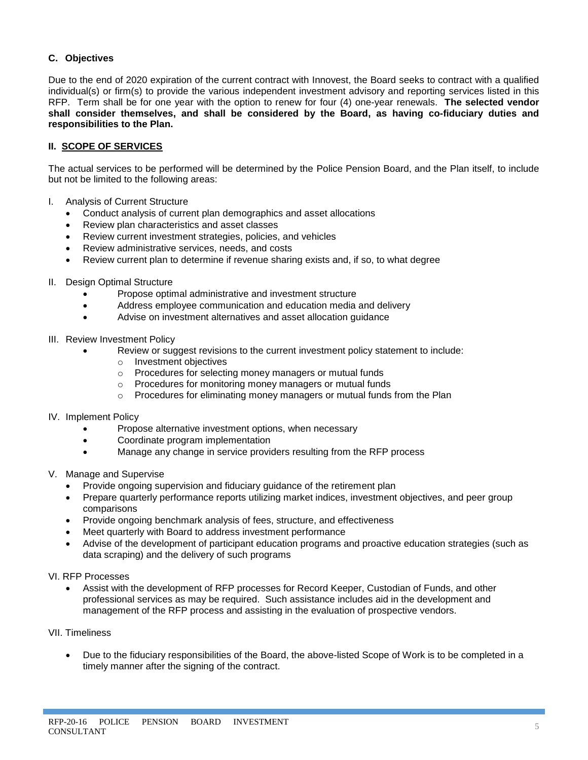### C. Objectives

Due to the end of 2020 expiration of the current contract with Innovest, the Board seeks to contract with a qualified individual(s) or firm(s) to provide the various independent investment advisory and reporting services listed in this RFP. Term shall be for one year with the option to renew for four (4) one-year renewals. **The selected vendor shall consider themselves, and shall be considered by the Board, as having co-fiduciary duties and responsibilities to the Plan.**

## II. SCOPE OF SERVICES

The actual services to be performed will be determined by the Police Pension Board, and the Plan itself, to include but not be limited to the following areas:

I. Analysis of Current Structure
- Conduct analysis of current plan demographics and asset allocations
- Review plan characteristics and asset classes
- Review current investment strategies, policies, and vehicles
- Review administrative services, needs, and costs
- Review current plan to determine if revenue sharing exists and, if so, to what degree

II. Design Optimal Structure
- Propose optimal administrative and investment structure
- Address employee communication and education media and delivery
- Advise on investment alternatives and asset allocation guidance

III. Review Investment Policy
- Review or suggest revisions to the current investment policy statement to include:
  - Investment objectives
  - Procedures for selecting money managers or mutual funds
  - Procedures for monitoring money managers or mutual funds
  - Procedures for eliminating money managers or mutual funds from the Plan

IV. Implement Policy
- Propose alternative investment options, when necessary
- Coordinate program implementation
- Manage any change in service providers resulting from the RFP process

V. Manage and Supervise
- Provide ongoing supervision and fiduciary guidance of the retirement plan
- Prepare quarterly performance reports utilizing market indices, investment objectives, and peer group comparisons
- Provide ongoing benchmark analysis of fees, structure, and effectiveness
- Meet quarterly with Board to address investment performance
- Advise of the development of participant education programs and proactive education strategies (such as data scraping) and the delivery of such programs

VI. RFP Processes
- Assist with the development of RFP processes for Record Keeper, Custodian of Funds, and other professional services as may be required. Such assistance includes aid in the development and management of the RFP process and assisting in the evaluation of prospective vendors.

VII. Timeliness
- Due to the fiduciary responsibilities of the Board, the above-listed Scope of Work is to be completed in a timely manner after the signing of the contract.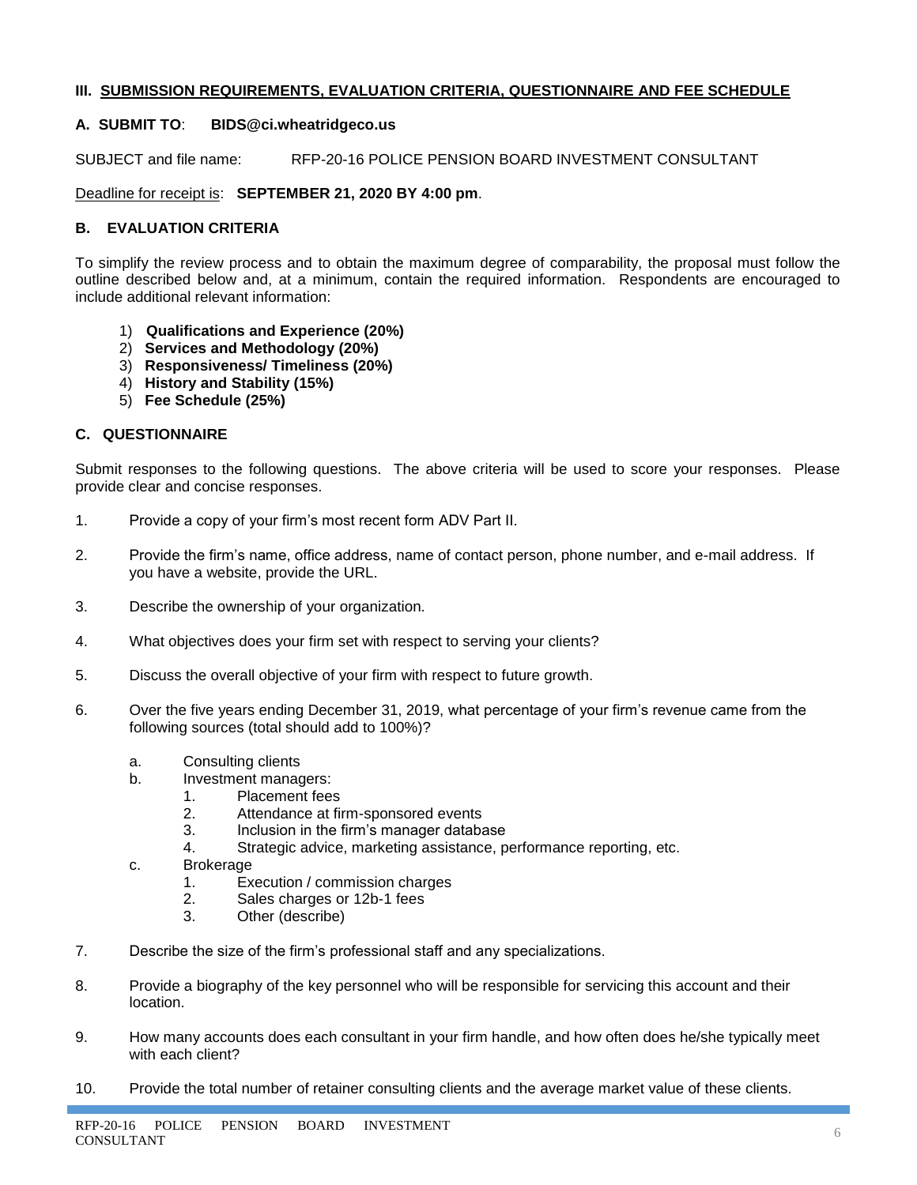## III. SUBMISSION REQUIREMENTS, EVALUATION CRITERIA, QUESTIONNAIRE AND FEE SCHEDULE

### A. SUBMIT TO: BIDS@ci.wheatridgeco.us

SUBJECT and file name: RFP-20-16 POLICE PENSION BOARD INVESTMENT CONSULTANT

Deadline for receipt is: **SEPTEMBER 21, 2020 BY 4:00 pm**.

### B. EVALUATION CRITERIA

To simplify the review process and to obtain the maximum degree of comparability, the proposal must follow the outline described below and, at a minimum, contain the required information. Respondents are encouraged to include additional relevant information:

1) **Qualifications and Experience (20%)**
2) **Services and Methodology (20%)**
3) **Responsiveness/ Timeliness (20%)**
4) **History and Stability (15%)**
5) **Fee Schedule (25%)**

### C. QUESTIONNAIRE

Submit responses to the following questions. The above criteria will be used to score your responses. Please provide clear and concise responses.

1. Provide a copy of your firm's most recent form ADV Part II.
2. Provide the firm's name, office address, name of contact person, phone number, and e-mail address. If you have a website, provide the URL.
3. Describe the ownership of your organization.
4. What objectives does your firm set with respect to serving your clients?
5. Discuss the overall objective of your firm with respect to future growth.
6. Over the five years ending December 31, 2019, what percentage of your firm's revenue came from the following sources (total should add to 100%)?
   - a. Consulting clients
   - b. Investment managers:
     1. Placement fees
     2. Attendance at firm-sponsored events
     3. Inclusion in the firm's manager database
     4. Strategic advice, marketing assistance, performance reporting, etc.
   - c. Brokerage
     1. Execution / commission charges
     2. Sales charges or 12b-1 fees
     3. Other (describe)
7. Describe the size of the firm's professional staff and any specializations.
8. Provide a biography of the key personnel who will be responsible for servicing this account and their location.
9. How many accounts does each consultant in your firm handle, and how often does he/she typically meet with each client?
10. Provide the total number of retainer consulting clients and the average market value of these clients.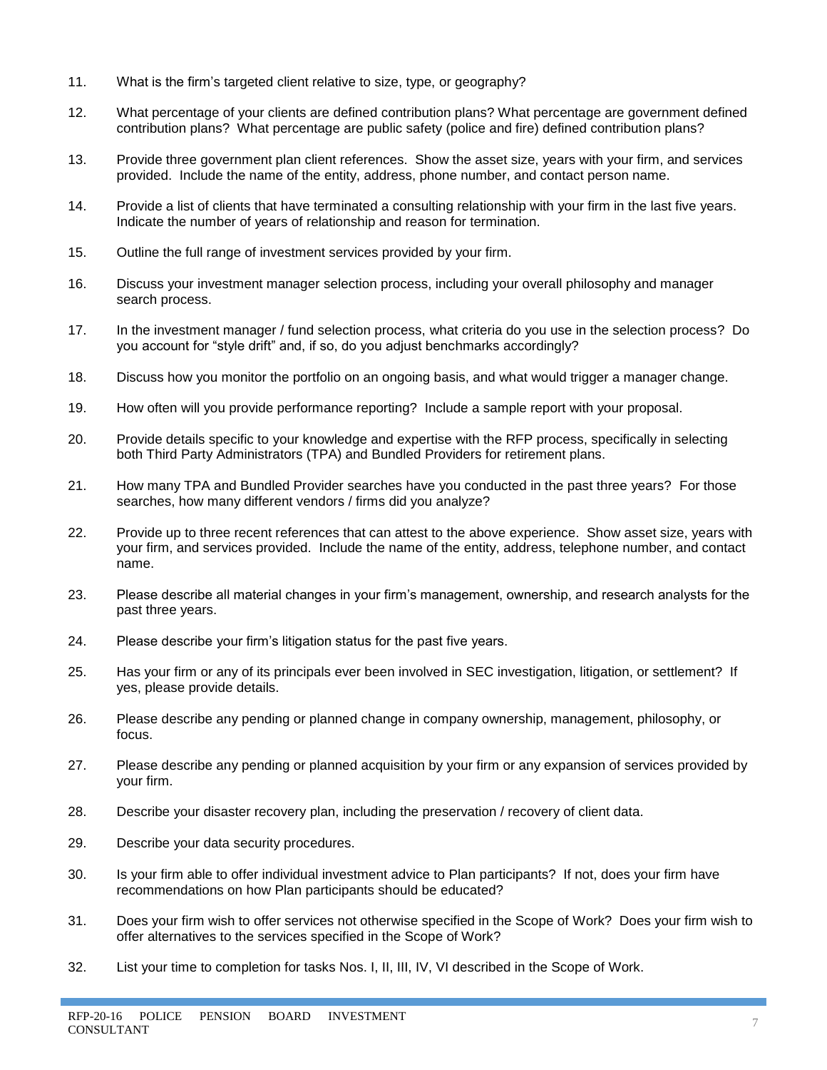11. What is the firm's targeted client relative to size, type, or geography?

12. What percentage of your clients are defined contribution plans? What percentage are government defined contribution plans? What percentage are public safety (police and fire) defined contribution plans?

13. Provide three government plan client references. Show the asset size, years with your firm, and services provided. Include the name of the entity, address, phone number, and contact person name.

14. Provide a list of clients that have terminated a consulting relationship with your firm in the last five years. Indicate the number of years of relationship and reason for termination.

15. Outline the full range of investment services provided by your firm.

16. Discuss your investment manager selection process, including your overall philosophy and manager search process.

17. In the investment manager / fund selection process, what criteria do you use in the selection process? Do you account for "style drift" and, if so, do you adjust benchmarks accordingly?

18. Discuss how you monitor the portfolio on an ongoing basis, and what would trigger a manager change.

19. How often will you provide performance reporting? Include a sample report with your proposal.

20. Provide details specific to your knowledge and expertise with the RFP process, specifically in selecting both Third Party Administrators (TPA) and Bundled Providers for retirement plans.

21. How many TPA and Bundled Provider searches have you conducted in the past three years? For those searches, how many different vendors / firms did you analyze?

22. Provide up to three recent references that can attest to the above experience. Show asset size, years with your firm, and services provided. Include the name of the entity, address, telephone number, and contact name.

23. Please describe all material changes in your firm's management, ownership, and research analysts for the past three years.

24. Please describe your firm's litigation status for the past five years.

25. Has your firm or any of its principals ever been involved in SEC investigation, litigation, or settlement? If yes, please provide details.

26. Please describe any pending or planned change in company ownership, management, philosophy, or focus.

27. Please describe any pending or planned acquisition by your firm or any expansion of services provided by your firm.

28. Describe your disaster recovery plan, including the preservation / recovery of client data.

29. Describe your data security procedures.

30. Is your firm able to offer individual investment advice to Plan participants? If not, does your firm have recommendations on how Plan participants should be educated?

31. Does your firm wish to offer services not otherwise specified in the Scope of Work? Does your firm wish to offer alternatives to the services specified in the Scope of Work?

32. List your time to completion for tasks Nos. I, II, III, IV, VI described in the Scope of Work.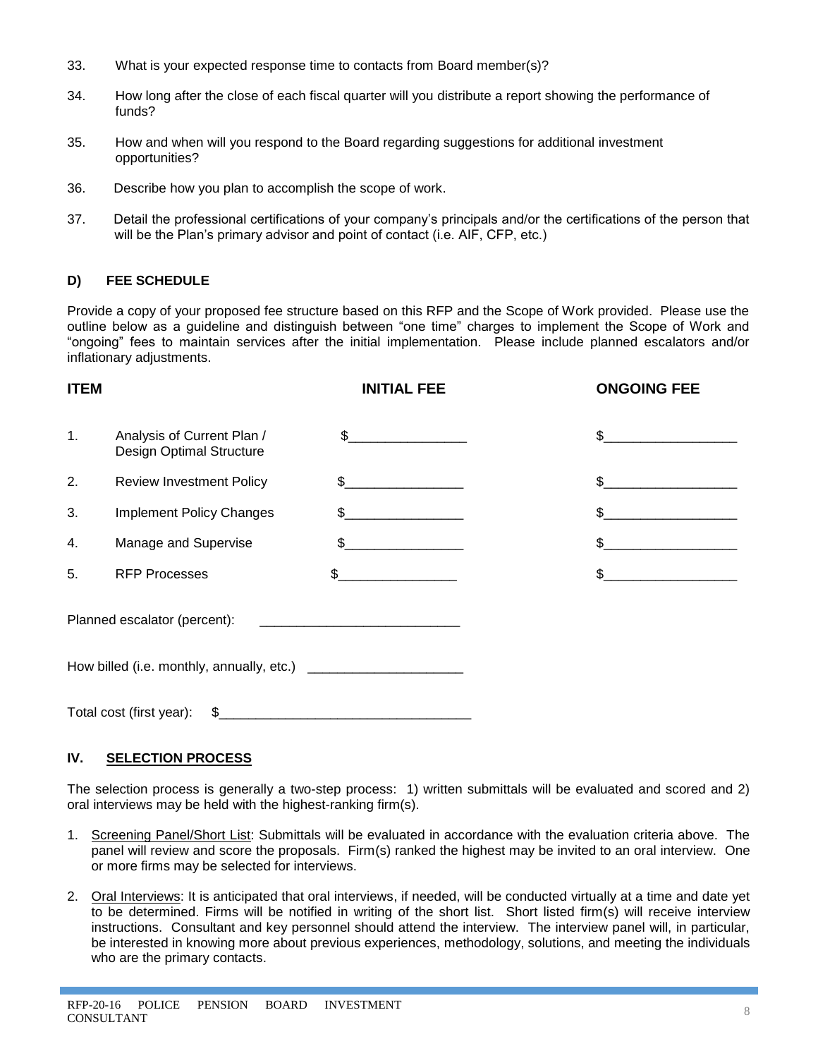33. What is your expected response time to contacts from Board member(s)?

34. How long after the close of each fiscal quarter will you distribute a report showing the performance of funds?

35. How and when will you respond to the Board regarding suggestions for additional investment opportunities?

36. Describe how you plan to accomplish the scope of work.

37. Detail the professional certifications of your company's principals and/or the certifications of the person that will be the Plan's primary advisor and point of contact (i.e. AIF, CFP, etc.)

### D) FEE SCHEDULE

Provide a copy of your proposed fee structure based on this RFP and the Scope of Work provided. Please use the outline below as a guideline and distinguish between "one time" charges to implement the Scope of Work and "ongoing" fees to maintain services after the initial implementation. Please include planned escalators and/or inflationary adjustments.

| ITEM | | INITIAL FEE | ONGOING FEE |
|---|---|---|---|
| 1. | Analysis of Current Plan / Design Optimal Structure | $_______________ | $_________________ |
| 2. | Review Investment Policy | $_______________ | $_________________ |
| 3. | Implement Policy Changes | $_______________ | $_________________ |
| 4. | Manage and Supervise | $_______________ | $_________________ |
| 5. | RFP Processes | $_______________ | $_________________ |

Planned escalator (percent): __________________________

How billed (i.e. monthly, annually, etc.) ____________________

Total cost (first year): $________________________________

## IV. SELECTION PROCESS

The selection process is generally a two-step process: 1) written submittals will be evaluated and scored and 2) oral interviews may be held with the highest-ranking firm(s).

1. Screening Panel/Short List: Submittals will be evaluated in accordance with the evaluation criteria above. The panel will review and score the proposals. Firm(s) ranked the highest may be invited to an oral interview. One or more firms may be selected for interviews.

2. Oral Interviews: It is anticipated that oral interviews, if needed, will be conducted virtually at a time and date yet to be determined. Firms will be notified in writing of the short list. Short listed firm(s) will receive interview instructions. Consultant and key personnel should attend the interview. The interview panel will, in particular, be interested in knowing more about previous experiences, methodology, solutions, and meeting the individuals who are the primary contacts.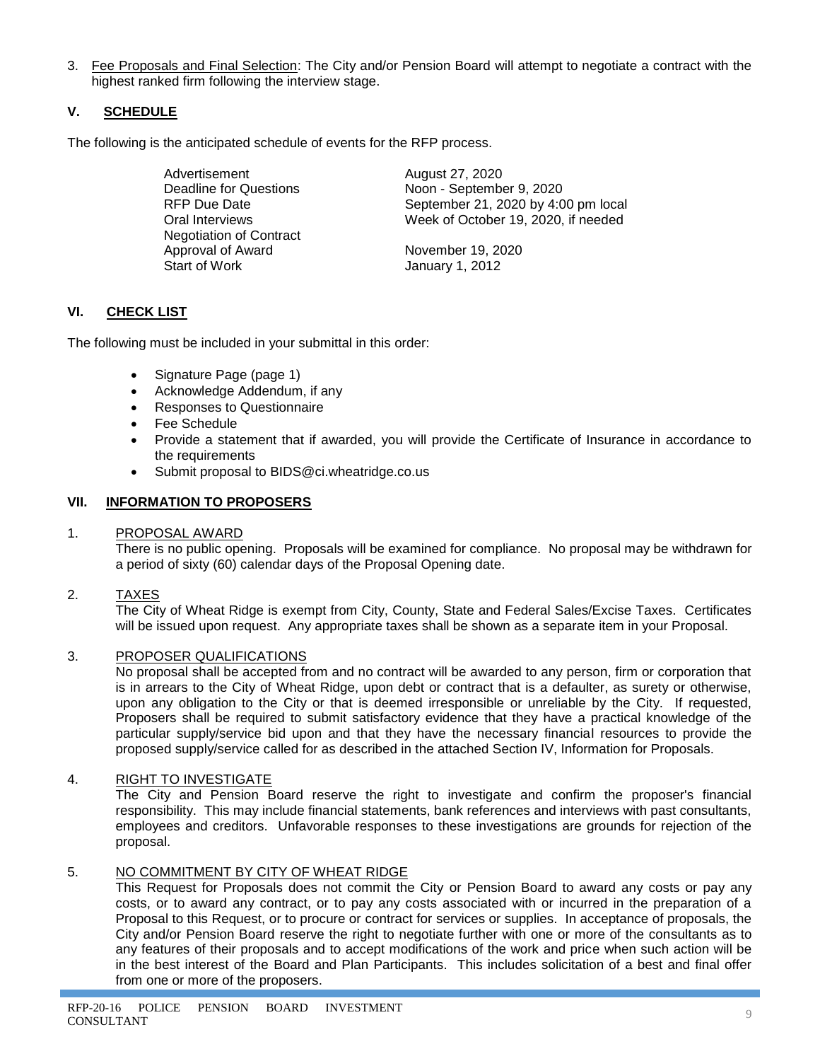3. Fee Proposals and Final Selection: The City and/or Pension Board will attempt to negotiate a contract with the highest ranked firm following the interview stage.

## V. SCHEDULE

The following is the anticipated schedule of events for the RFP process.

| | |
|---|---|
| Advertisement | August 27, 2020 |
| Deadline for Questions | Noon - September 9, 2020 |
| RFP Due Date | September 21, 2020 by 4:00 pm local |
| Oral Interviews | Week of October 19, 2020, if needed |
| Negotiation of Contract | |
| Approval of Award | November 19, 2020 |
| Start of Work | January 1, 2012 |

## VI. CHECK LIST

The following must be included in your submittal in this order:

- Signature Page (page 1)
- Acknowledge Addendum, if any
- Responses to Questionnaire
- Fee Schedule
- Provide a statement that if awarded, you will provide the Certificate of Insurance in accordance to the requirements
- Submit proposal to BIDS@ci.wheatridge.co.us

## VII. INFORMATION TO PROPOSERS

1. PROPOSAL AWARD
   There is no public opening. Proposals will be examined for compliance. No proposal may be withdrawn for a period of sixty (60) calendar days of the Proposal Opening date.

2. TAXES
   The City of Wheat Ridge is exempt from City, County, State and Federal Sales/Excise Taxes. Certificates will be issued upon request. Any appropriate taxes shall be shown as a separate item in your Proposal.

3. PROPOSER QUALIFICATIONS
   No proposal shall be accepted from and no contract will be awarded to any person, firm or corporation that is in arrears to the City of Wheat Ridge, upon debt or contract that is a defaulter, as surety or otherwise, upon any obligation to the City or that is deemed irresponsible or unreliable by the City. If requested, Proposers shall be required to submit satisfactory evidence that they have a practical knowledge of the particular supply/service bid upon and that they have the necessary financial resources to provide the proposed supply/service called for as described in the attached Section IV, Information for Proposals.

4. RIGHT TO INVESTIGATE
   The City and Pension Board reserve the right to investigate and confirm the proposer's financial responsibility. This may include financial statements, bank references and interviews with past consultants, employees and creditors. Unfavorable responses to these investigations are grounds for rejection of the proposal.

5. NO COMMITMENT BY CITY OF WHEAT RIDGE
   This Request for Proposals does not commit the City or Pension Board to award any costs or pay any costs, or to award any contract, or to pay any costs associated with or incurred in the preparation of a Proposal to this Request, or to procure or contract for services or supplies. In acceptance of proposals, the City and/or Pension Board reserve the right to negotiate further with one or more of the consultants as to any features of their proposals and to accept modifications of the work and price when such action will be in the best interest of the Board and Plan Participants. This includes solicitation of a best and final offer from one or more of the proposers.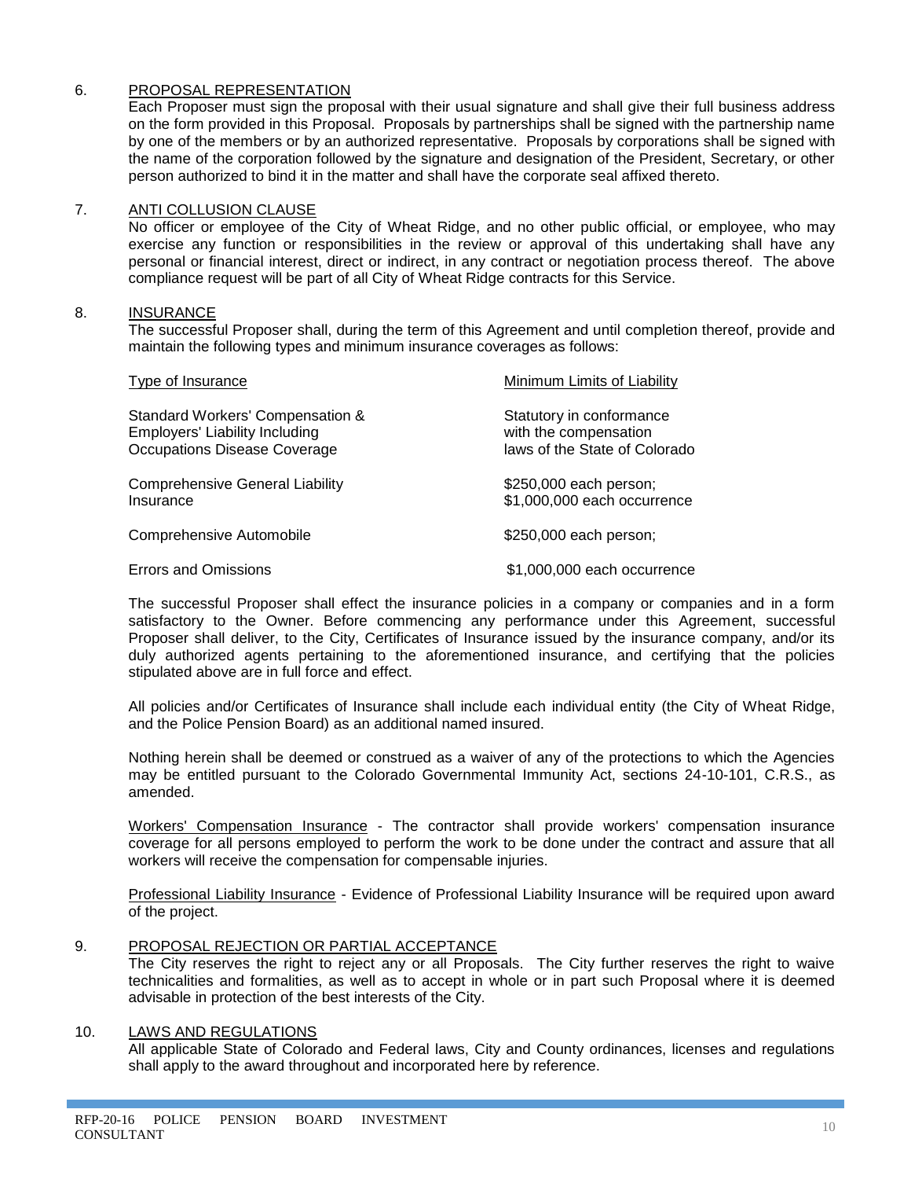6. <u>PROPOSAL REPRESENTATION</u>

Each Proposer must sign the proposal with their usual signature and shall give their full business address on the form provided in this Proposal. Proposals by partnerships shall be signed with the partnership name by one of the members or by an authorized representative. Proposals by corporations shall be signed with the name of the corporation followed by the signature and designation of the President, Secretary, or other person authorized to bind it in the matter and shall have the corporate seal affixed thereto.

7. <u>ANTI COLLUSION CLAUSE</u>

No officer or employee of the City of Wheat Ridge, and no other public official, or employee, who may exercise any function or responsibilities in the review or approval of this undertaking shall have any personal or financial interest, direct or indirect, in any contract or negotiation process thereof. The above compliance request will be part of all City of Wheat Ridge contracts for this Service.

8. <u>INSURANCE</u>

The successful Proposer shall, during the term of this Agreement and until completion thereof, provide and maintain the following types and minimum insurance coverages as follows:

| Type of Insurance | Minimum Limits of Liability |
|---|---|
| Standard Workers' Compensation & Employers' Liability Including Occupations Disease Coverage | Statutory in conformance with the compensation laws of the State of Colorado |
| Comprehensive General Liability Insurance | \$250,000 each person; \$1,000,000 each occurrence |
| Comprehensive Automobile | \$250,000 each person; |
| Errors and Omissions | \$1,000,000 each occurrence |

The successful Proposer shall effect the insurance policies in a company or companies and in a form satisfactory to the Owner. Before commencing any performance under this Agreement, successful Proposer shall deliver, to the City, Certificates of Insurance issued by the insurance company, and/or its duly authorized agents pertaining to the aforementioned insurance, and certifying that the policies stipulated above are in full force and effect.

All policies and/or Certificates of Insurance shall include each individual entity (the City of Wheat Ridge, and the Police Pension Board) as an additional named insured.

Nothing herein shall be deemed or construed as a waiver of any of the protections to which the Agencies may be entitled pursuant to the Colorado Governmental Immunity Act, sections 24-10-101, C.R.S., as amended.

<u>Workers' Compensation Insurance</u> - The contractor shall provide workers' compensation insurance coverage for all persons employed to perform the work to be done under the contract and assure that all workers will receive the compensation for compensable injuries.

<u>Professional Liability Insurance</u> - Evidence of Professional Liability Insurance will be required upon award of the project.

9. <u>PROPOSAL REJECTION OR PARTIAL ACCEPTANCE</u>

The City reserves the right to reject any or all Proposals. The City further reserves the right to waive technicalities and formalities, as well as to accept in whole or in part such Proposal where it is deemed advisable in protection of the best interests of the City.

10. <u>LAWS AND REGULATIONS</u>

All applicable State of Colorado and Federal laws, City and County ordinances, licenses and regulations shall apply to the award throughout and incorporated here by reference.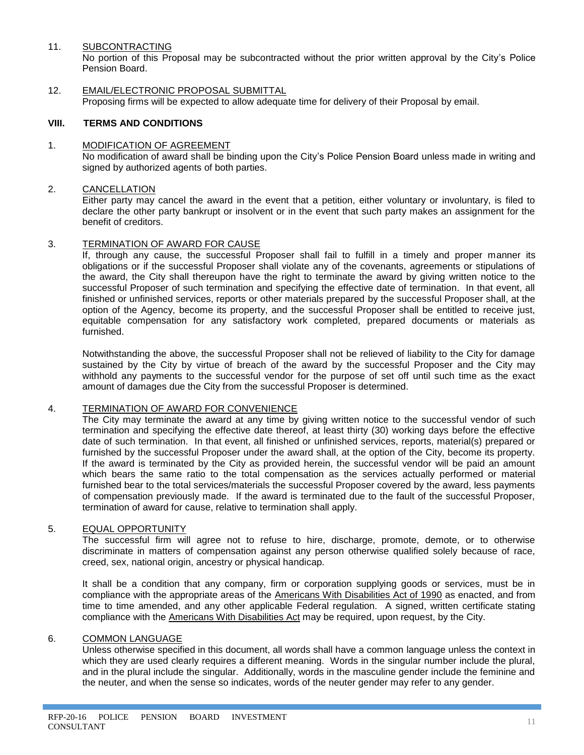11. <u>SUBCONTRACTING</u>
    No portion of this Proposal may be subcontracted without the prior written approval by the City's Police Pension Board.

12. <u>EMAIL/ELECTRONIC PROPOSAL SUBMITTAL</u>
    Proposing firms will be expected to allow adequate time for delivery of their Proposal by email.

## VIII. TERMS AND CONDITIONS

1. <u>MODIFICATION OF AGREEMENT</u>
   No modification of award shall be binding upon the City's Police Pension Board unless made in writing and signed by authorized agents of both parties.

2. <u>CANCELLATION</u>
   Either party may cancel the award in the event that a petition, either voluntary or involuntary, is filed to declare the other party bankrupt or insolvent or in the event that such party makes an assignment for the benefit of creditors.

3. <u>TERMINATION OF AWARD FOR CAUSE</u>
   If, through any cause, the successful Proposer shall fail to fulfill in a timely and proper manner its obligations or if the successful Proposer shall violate any of the covenants, agreements or stipulations of the award, the City shall thereupon have the right to terminate the award by giving written notice to the successful Proposer of such termination and specifying the effective date of termination. In that event, all finished or unfinished services, reports or other materials prepared by the successful Proposer shall, at the option of the Agency, become its property, and the successful Proposer shall be entitled to receive just, equitable compensation for any satisfactory work completed, prepared documents or materials as furnished.

   Notwithstanding the above, the successful Proposer shall not be relieved of liability to the City for damage sustained by the City by virtue of breach of the award by the successful Proposer and the City may withhold any payments to the successful vendor for the purpose of set off until such time as the exact amount of damages due the City from the successful Proposer is determined.

4. <u>TERMINATION OF AWARD FOR CONVENIENCE</u>
   The City may terminate the award at any time by giving written notice to the successful vendor of such termination and specifying the effective date thereof, at least thirty (30) working days before the effective date of such termination. In that event, all finished or unfinished services, reports, material(s) prepared or furnished by the successful Proposer under the award shall, at the option of the City, become its property. If the award is terminated by the City as provided herein, the successful vendor will be paid an amount which bears the same ratio to the total compensation as the services actually performed or material furnished bear to the total services/materials the successful Proposer covered by the award, less payments of compensation previously made. If the award is terminated due to the fault of the successful Proposer, termination of award for cause, relative to termination shall apply.

5. <u>EQUAL OPPORTUNITY</u>
   The successful firm will agree not to refuse to hire, discharge, promote, demote, or to otherwise discriminate in matters of compensation against any person otherwise qualified solely because of race, creed, sex, national origin, ancestry or physical handicap.

   It shall be a condition that any company, firm or corporation supplying goods or services, must be in compliance with the appropriate areas of the <u>Americans With Disabilities Act of 1990</u> as enacted, and from time to time amended, and any other applicable Federal regulation. A signed, written certificate stating compliance with the <u>Americans With Disabilities Act</u> may be required, upon request, by the City.

6. <u>COMMON LANGUAGE</u>
   Unless otherwise specified in this document, all words shall have a common language unless the context in which they are used clearly requires a different meaning. Words in the singular number include the plural, and in the plural include the singular. Additionally, words in the masculine gender include the feminine and the neuter, and when the sense so indicates, words of the neuter gender may refer to any gender.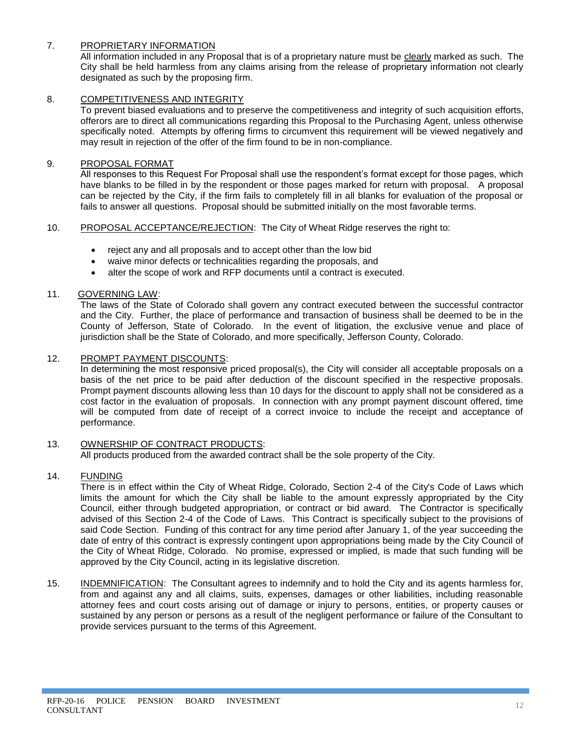7. PROPRIETARY INFORMATION
   All information included in any Proposal that is of a proprietary nature must be clearly marked as such. The City shall be held harmless from any claims arising from the release of proprietary information not clearly designated as such by the proposing firm.

8. COMPETITIVENESS AND INTEGRITY
   To prevent biased evaluations and to preserve the competitiveness and integrity of such acquisition efforts, offerors are to direct all communications regarding this Proposal to the Purchasing Agent, unless otherwise specifically noted. Attempts by offering firms to circumvent this requirement will be viewed negatively and may result in rejection of the offer of the firm found to be in non-compliance.

9. PROPOSAL FORMAT
   All responses to this Request For Proposal shall use the respondent's format except for those pages, which have blanks to be filled in by the respondent or those pages marked for return with proposal. A proposal can be rejected by the City, if the firm fails to completely fill in all blanks for evaluation of the proposal or fails to answer all questions. Proposal should be submitted initially on the most favorable terms.

10. PROPOSAL ACCEPTANCE/REJECTION: The City of Wheat Ridge reserves the right to:

    - reject any and all proposals and to accept other than the low bid
    - waive minor defects or technicalities regarding the proposals, and
    - alter the scope of work and RFP documents until a contract is executed.

11. GOVERNING LAW:
    The laws of the State of Colorado shall govern any contract executed between the successful contractor and the City. Further, the place of performance and transaction of business shall be deemed to be in the County of Jefferson, State of Colorado. In the event of litigation, the exclusive venue and place of jurisdiction shall be the State of Colorado, and more specifically, Jefferson County, Colorado.

12. PROMPT PAYMENT DISCOUNTS:
    In determining the most responsive priced proposal(s), the City will consider all acceptable proposals on a basis of the net price to be paid after deduction of the discount specified in the respective proposals. Prompt payment discounts allowing less than 10 days for the discount to apply shall not be considered as a cost factor in the evaluation of proposals. In connection with any prompt payment discount offered, time will be computed from date of receipt of a correct invoice to include the receipt and acceptance of performance.

13. OWNERSHIP OF CONTRACT PRODUCTS:
    All products produced from the awarded contract shall be the sole property of the City.

14. FUNDING
    There is in effect within the City of Wheat Ridge, Colorado, Section 2-4 of the City's Code of Laws which limits the amount for which the City shall be liable to the amount expressly appropriated by the City Council, either through budgeted appropriation, or contract or bid award. The Contractor is specifically advised of this Section 2-4 of the Code of Laws. This Contract is specifically subject to the provisions of said Code Section. Funding of this contract for any time period after January 1, of the year succeeding the date of entry of this contract is expressly contingent upon appropriations being made by the City Council of the City of Wheat Ridge, Colorado. No promise, expressed or implied, is made that such funding will be approved by the City Council, acting in its legislative discretion.

15. INDEMNIFICATION: The Consultant agrees to indemnify and to hold the City and its agents harmless for, from and against any and all claims, suits, expenses, damages or other liabilities, including reasonable attorney fees and court costs arising out of damage or injury to persons, entities, or property causes or sustained by any person or persons as a result of the negligent performance or failure of the Consultant to provide services pursuant to the terms of this Agreement.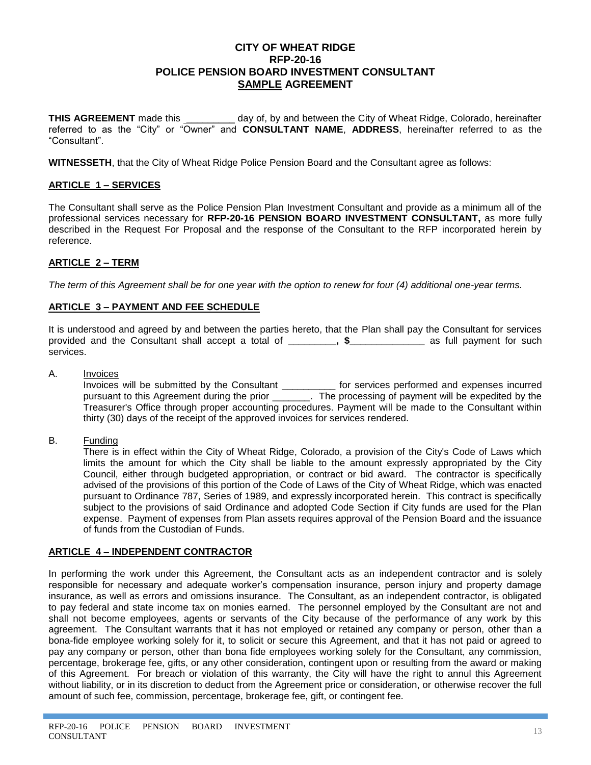# CITY OF WHEAT RIDGE
# RFP-20-16
# POLICE PENSION BOARD INVESTMENT CONSULTANT
# SAMPLE AGREEMENT

**THIS AGREEMENT** made this _________ day of, by and between the City of Wheat Ridge, Colorado, hereinafter referred to as the "City" or "Owner" and **CONSULTANT NAME**, **ADDRESS**, hereinafter referred to as the "Consultant".

**WITNESSETH**, that the City of Wheat Ridge Police Pension Board and the Consultant agree as follows:

## ARTICLE 1 – SERVICES

The Consultant shall serve as the Police Pension Plan Investment Consultant and provide as a minimum all of the professional services necessary for **RFP-20-16 PENSION BOARD INVESTMENT CONSULTANT,** as more fully described in the Request For Proposal and the response of the Consultant to the RFP incorporated herein by reference.

## ARTICLE 2 – TERM

*The term of this Agreement shall be for one year with the option to renew for four (4) additional one-year terms.*

## ARTICLE 3 – PAYMENT AND FEE SCHEDULE

It is understood and agreed by and between the parties hereto, that the Plan shall pay the Consultant for services provided and the Consultant shall accept a total of **_________, $______________** as full payment for such services.

A. Invoices

Invoices will be submitted by the Consultant __________ for services performed and expenses incurred pursuant to this Agreement during the prior _______. The processing of payment will be expedited by the Treasurer's Office through proper accounting procedures. Payment will be made to the Consultant within thirty (30) days of the receipt of the approved invoices for services rendered.

B. Funding

There is in effect within the City of Wheat Ridge, Colorado, a provision of the City's Code of Laws which limits the amount for which the City shall be liable to the amount expressly appropriated by the City Council, either through budgeted appropriation, or contract or bid award. The contractor is specifically advised of the provisions of this portion of the Code of Laws of the City of Wheat Ridge, which was enacted pursuant to Ordinance 787, Series of 1989, and expressly incorporated herein. This contract is specifically subject to the provisions of said Ordinance and adopted Code Section if City funds are used for the Plan expense. Payment of expenses from Plan assets requires approval of the Pension Board and the issuance of funds from the Custodian of Funds.

## ARTICLE 4 – INDEPENDENT CONTRACTOR

In performing the work under this Agreement, the Consultant acts as an independent contractor and is solely responsible for necessary and adequate worker's compensation insurance, person injury and property damage insurance, as well as errors and omissions insurance. The Consultant, as an independent contractor, is obligated to pay federal and state income tax on monies earned. The personnel employed by the Consultant are not and shall not become employees, agents or servants of the City because of the performance of any work by this agreement. The Consultant warrants that it has not employed or retained any company or person, other than a bona-fide employee working solely for it, to solicit or secure this Agreement, and that it has not paid or agreed to pay any company or person, other than bona fide employees working solely for the Consultant, any commission, percentage, brokerage fee, gifts, or any other consideration, contingent upon or resulting from the award or making of this Agreement. For breach or violation of this warranty, the City will have the right to annul this Agreement without liability, or in its discretion to deduct from the Agreement price or consideration, or otherwise recover the full amount of such fee, commission, percentage, brokerage fee, gift, or contingent fee.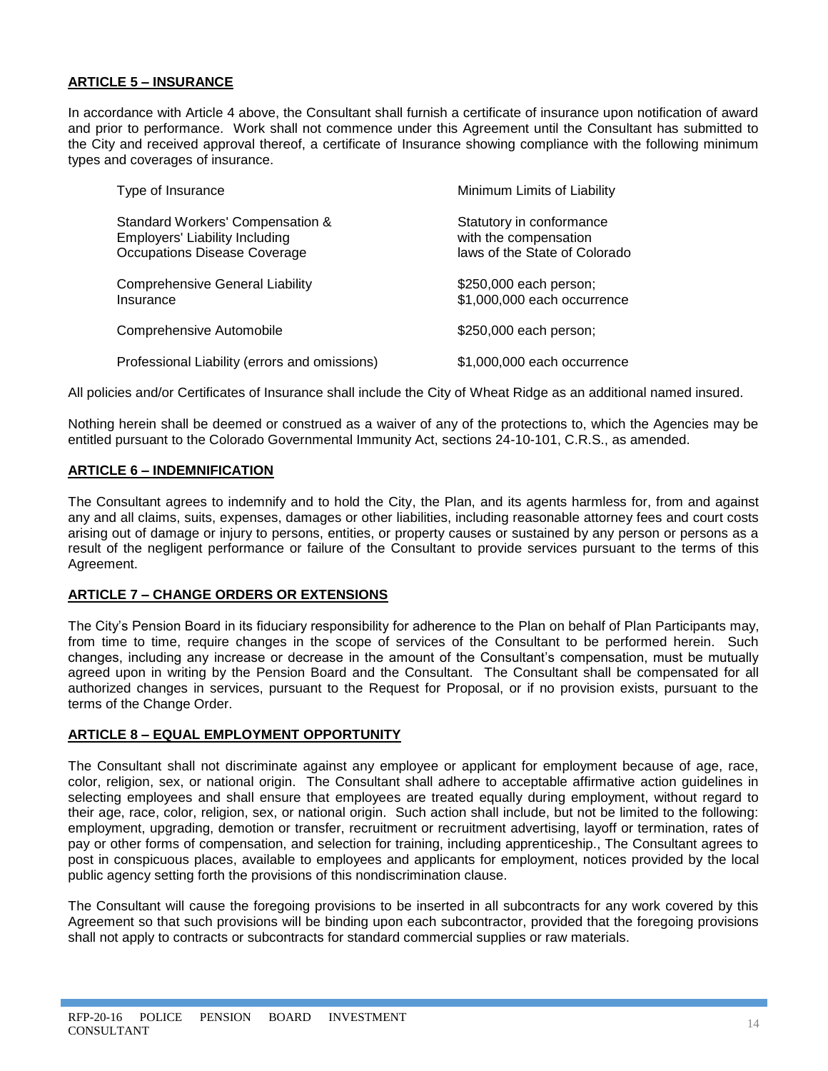**ARTICLE 5 – INSURANCE**

In accordance with Article 4 above, the Consultant shall furnish a certificate of insurance upon notification of award and prior to performance. Work shall not commence under this Agreement until the Consultant has submitted to the City and received approval thereof, a certificate of Insurance showing compliance with the following minimum types and coverages of insurance.

| Type of Insurance | Minimum Limits of Liability |
|---|---|
| Standard Workers' Compensation & Employers' Liability Including Occupations Disease Coverage | Statutory in conformance with the compensation laws of the State of Colorado |
| Comprehensive General Liability Insurance | $250,000 each person; $1,000,000 each occurrence |
| Comprehensive Automobile | $250,000 each person; |
| Professional Liability (errors and omissions) | $1,000,000 each occurrence |

All policies and/or Certificates of Insurance shall include the City of Wheat Ridge as an additional named insured.

Nothing herein shall be deemed or construed as a waiver of any of the protections to, which the Agencies may be entitled pursuant to the Colorado Governmental Immunity Act, sections 24-10-101, C.R.S., as amended.

**ARTICLE 6 – INDEMNIFICATION**

The Consultant agrees to indemnify and to hold the City, the Plan, and its agents harmless for, from and against any and all claims, suits, expenses, damages or other liabilities, including reasonable attorney fees and court costs arising out of damage or injury to persons, entities, or property causes or sustained by any person or persons as a result of the negligent performance or failure of the Consultant to provide services pursuant to the terms of this Agreement.

**ARTICLE 7 – CHANGE ORDERS OR EXTENSIONS**

The City's Pension Board in its fiduciary responsibility for adherence to the Plan on behalf of Plan Participants may, from time to time, require changes in the scope of services of the Consultant to be performed herein. Such changes, including any increase or decrease in the amount of the Consultant's compensation, must be mutually agreed upon in writing by the Pension Board and the Consultant. The Consultant shall be compensated for all authorized changes in services, pursuant to the Request for Proposal, or if no provision exists, pursuant to the terms of the Change Order.

**ARTICLE 8 – EQUAL EMPLOYMENT OPPORTUNITY**

The Consultant shall not discriminate against any employee or applicant for employment because of age, race, color, religion, sex, or national origin. The Consultant shall adhere to acceptable affirmative action guidelines in selecting employees and shall ensure that employees are treated equally during employment, without regard to their age, race, color, religion, sex, or national origin. Such action shall include, but not be limited to the following: employment, upgrading, demotion or transfer, recruitment or recruitment advertising, layoff or termination, rates of pay or other forms of compensation, and selection for training, including apprenticeship., The Consultant agrees to post in conspicuous places, available to employees and applicants for employment, notices provided by the local public agency setting forth the provisions of this nondiscrimination clause.

The Consultant will cause the foregoing provisions to be inserted in all subcontracts for any work covered by this Agreement so that such provisions will be binding upon each subcontractor, provided that the foregoing provisions shall not apply to contracts or subcontracts for standard commercial supplies or raw materials.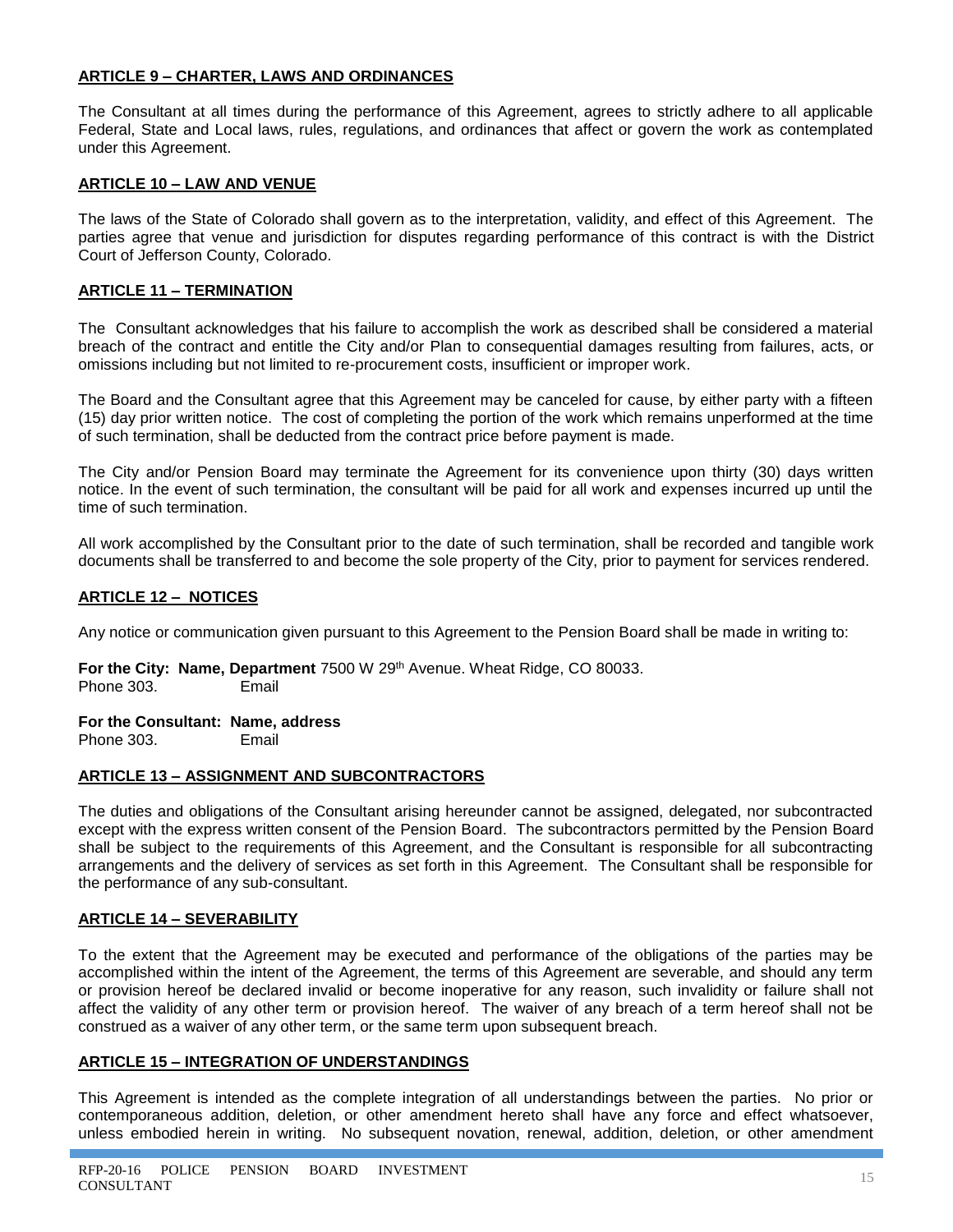## ARTICLE 9 – CHARTER, LAWS AND ORDINANCES

The Consultant at all times during the performance of this Agreement, agrees to strictly adhere to all applicable Federal, State and Local laws, rules, regulations, and ordinances that affect or govern the work as contemplated under this Agreement.

## ARTICLE 10 – LAW AND VENUE

The laws of the State of Colorado shall govern as to the interpretation, validity, and effect of this Agreement. The parties agree that venue and jurisdiction for disputes regarding performance of this contract is with the District Court of Jefferson County, Colorado.

## ARTICLE 11 – TERMINATION

The Consultant acknowledges that his failure to accomplish the work as described shall be considered a material breach of the contract and entitle the City and/or Plan to consequential damages resulting from failures, acts, or omissions including but not limited to re-procurement costs, insufficient or improper work.

The Board and the Consultant agree that this Agreement may be canceled for cause, by either party with a fifteen (15) day prior written notice. The cost of completing the portion of the work which remains unperformed at the time of such termination, shall be deducted from the contract price before payment is made.

The City and/or Pension Board may terminate the Agreement for its convenience upon thirty (30) days written notice. In the event of such termination, the consultant will be paid for all work and expenses incurred up until the time of such termination.

All work accomplished by the Consultant prior to the date of such termination, shall be recorded and tangible work documents shall be transferred to and become the sole property of the City, prior to payment for services rendered.

## ARTICLE 12 – NOTICES

Any notice or communication given pursuant to this Agreement to the Pension Board shall be made in writing to:

**For the City: Name, Department** 7500 W 29th Avenue. Wheat Ridge, CO 80033.
Phone 303. Email

**For the Consultant: Name, address**
Phone 303. Email

## ARTICLE 13 – ASSIGNMENT AND SUBCONTRACTORS

The duties and obligations of the Consultant arising hereunder cannot be assigned, delegated, nor subcontracted except with the express written consent of the Pension Board. The subcontractors permitted by the Pension Board shall be subject to the requirements of this Agreement, and the Consultant is responsible for all subcontracting arrangements and the delivery of services as set forth in this Agreement. The Consultant shall be responsible for the performance of any sub-consultant.

## ARTICLE 14 – SEVERABILITY

To the extent that the Agreement may be executed and performance of the obligations of the parties may be accomplished within the intent of the Agreement, the terms of this Agreement are severable, and should any term or provision hereof be declared invalid or become inoperative for any reason, such invalidity or failure shall not affect the validity of any other term or provision hereof. The waiver of any breach of a term hereof shall not be construed as a waiver of any other term, or the same term upon subsequent breach.

## ARTICLE 15 – INTEGRATION OF UNDERSTANDINGS

This Agreement is intended as the complete integration of all understandings between the parties. No prior or contemporaneous addition, deletion, or other amendment hereto shall have any force and effect whatsoever, unless embodied herein in writing. No subsequent novation, renewal, addition, deletion, or other amendment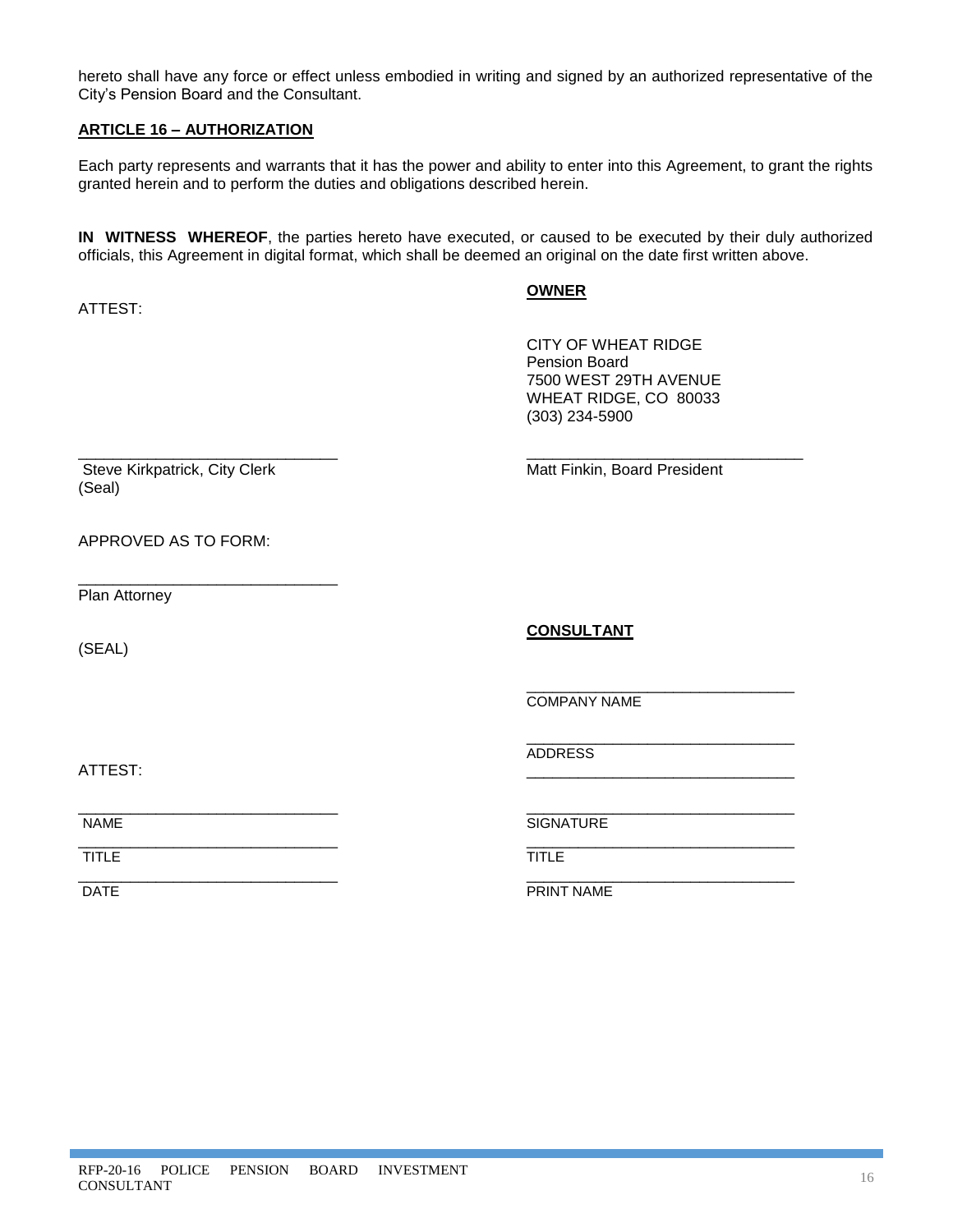hereto shall have any force or effect unless embodied in writing and signed by an authorized representative of the City's Pension Board and the Consultant.

**ARTICLE 16 – AUTHORIZATION**

Each party represents and warrants that it has the power and ability to enter into this Agreement, to grant the rights granted herein and to perform the duties and obligations described herein.

**IN WITNESS WHEREOF**, the parties hereto have executed, or caused to be executed by their duly authorized officials, this Agreement in digital format, which shall be deemed an original on the date first written above.

**OWNER**

ATTEST:

CITY OF WHEAT RIDGE
Pension Board
7500 WEST 29TH AVENUE
WHEAT RIDGE, CO 80033
(303) 234-5900

_______________________________
Steve Kirkpatrick, City Clerk
(Seal)

_______________________________
Matt Finkin, Board President

APPROVED AS TO FORM:

_______________________________
Plan Attorney

(SEAL)

**CONSULTANT**

_______________________________
COMPANY NAME

_______________________________
ADDRESS
_______________________________

ATTEST:

_______________________________
NAME

_______________________________
TITLE

_______________________________
DATE

_______________________________
SIGNATURE

_______________________________
TITLE

_______________________________
PRINT NAME